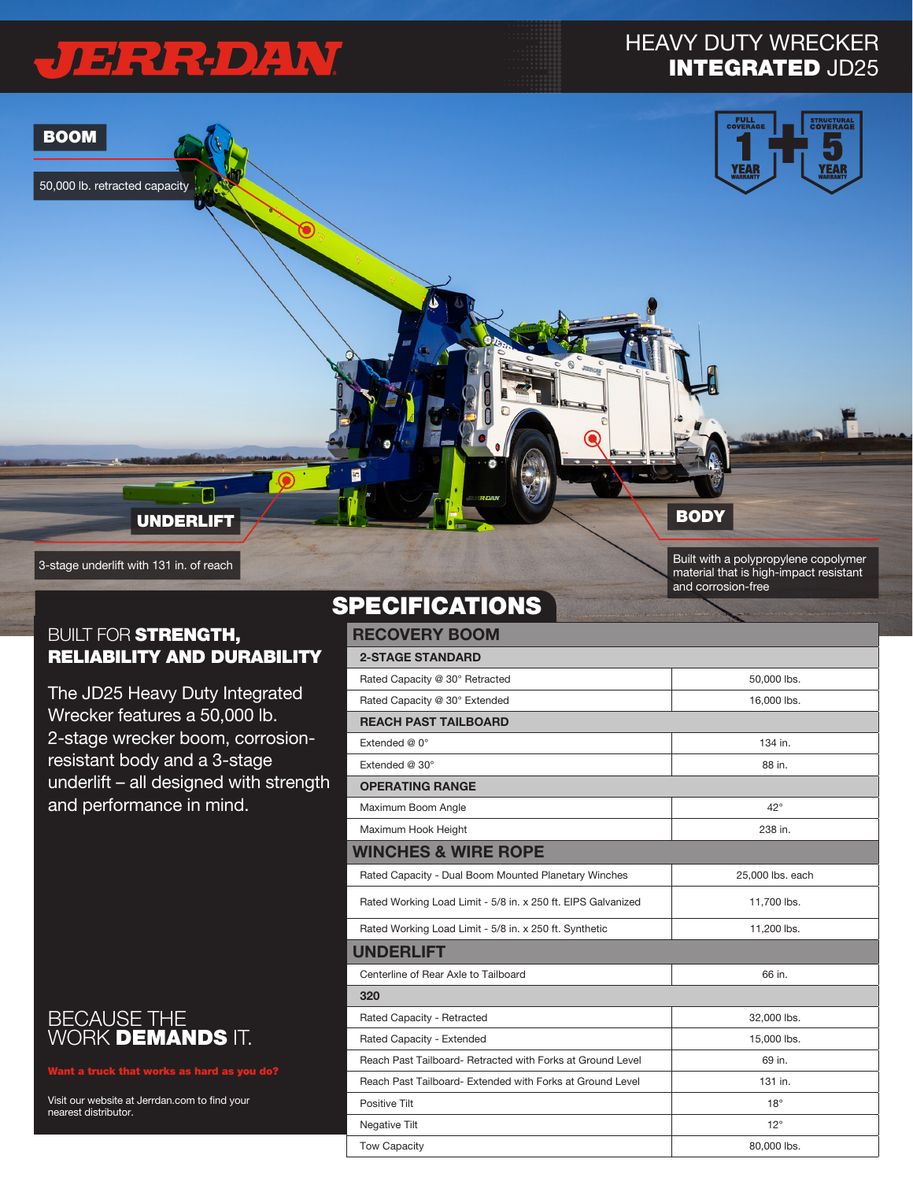# JERR-DAN

## HEAVY DUTY WRECKER **INTEGRATED** JD25

FULL COVERAGE 1 YEAR WARRANTY + STRUCTURAL COVERAGE 5 YEAR WARRANTY

**BOOM**

50,000 lb. retracted capacity

**UNDERLIFT**

3-stage underlift with 131 in. of reach

**BODY**

Built with a polypropylene copolymer material that is high-impact resistant and corrosion-free

## BUILT FOR **STRENGTH, RELIABILITY AND DURABILITY**

The JD25 Heavy Duty Integrated Wrecker features a 50,000 lb. 2-stage wrecker boom, corrosion-resistant body and a 3-stage underlift – all designed with strength and performance in mind.

## SPECIFICATIONS

| RECOVERY BOOM | |
|---|---|
| **2-STAGE STANDARD** | |
| Rated Capacity @ 30° Retracted | 50,000 lbs. |
| Rated Capacity @ 30° Extended | 16,000 lbs. |
| **REACH PAST TAILBOARD** | |
| Extended @ 0° | 134 in. |
| Extended @ 30° | 88 in. |
| **OPERATING RANGE** | |
| Maximum Boom Angle | 42° |
| Maximum Hook Height | 238 in. |
| **WINCHES & WIRE ROPE** | |
| Rated Capacity - Dual Boom Mounted Planetary Winches | 25,000 lbs. each |
| Rated Working Load Limit - 5/8 in. x 250 ft. EIPS Galvanized | 11,700 lbs. |
| Rated Working Load Limit - 5/8 in. x 250 ft. Synthetic | 11,200 lbs. |
| **UNDERLIFT** | |
| Centerline of Rear Axle to Tailboard | 66 in. |
| **320** | |
| Rated Capacity - Retracted | 32,000 lbs. |
| Rated Capacity - Extended | 15,000 lbs. |
| Reach Past Tailboard- Retracted with Forks at Ground Level | 69 in. |
| Reach Past Tailboard- Extended with Forks at Ground Level | 131 in. |
| Positive Tilt | 18° |
| Negative Tilt | 12° |
| Tow Capacity | 80,000 lbs. |

## BECAUSE THE WORK **DEMANDS** IT.

**Want a truck that works as hard as you do?**

Visit our website at Jerrdan.com to find your nearest distributor.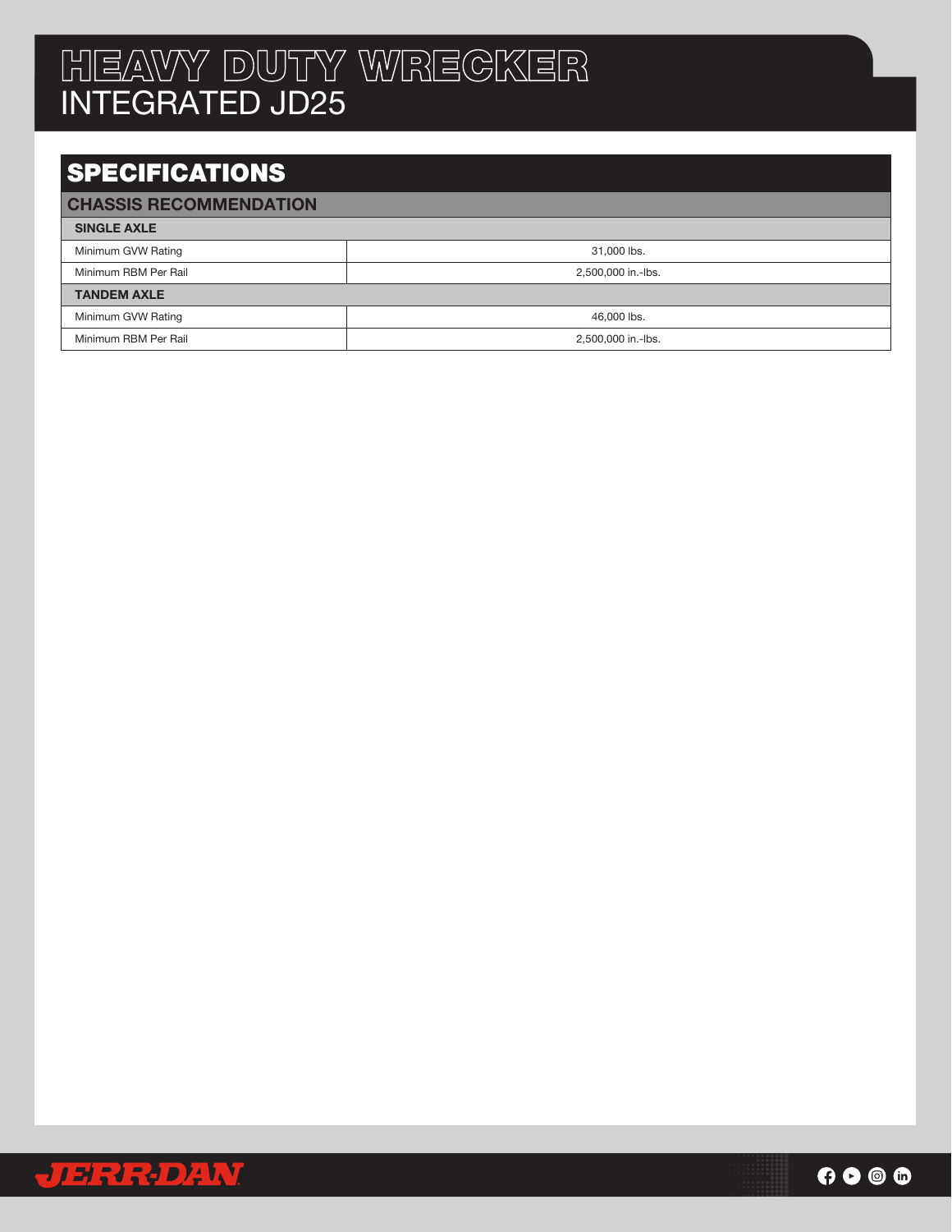# HEAVY DUTY WRECKER
## INTEGRATED JD25

## SPECIFICATIONS

| CHASSIS RECOMMENDATION | |
|---|---|
| **SINGLE AXLE** | |
| Minimum GVW Rating | 31,000 lbs. |
| Minimum RBM Per Rail | 2,500,000 in.-lbs. |
| **TANDEM AXLE** | |
| Minimum GVW Rating | 46,000 lbs. |
| Minimum RBM Per Rail | 2,500,000 in.-lbs. |

JERR-DAN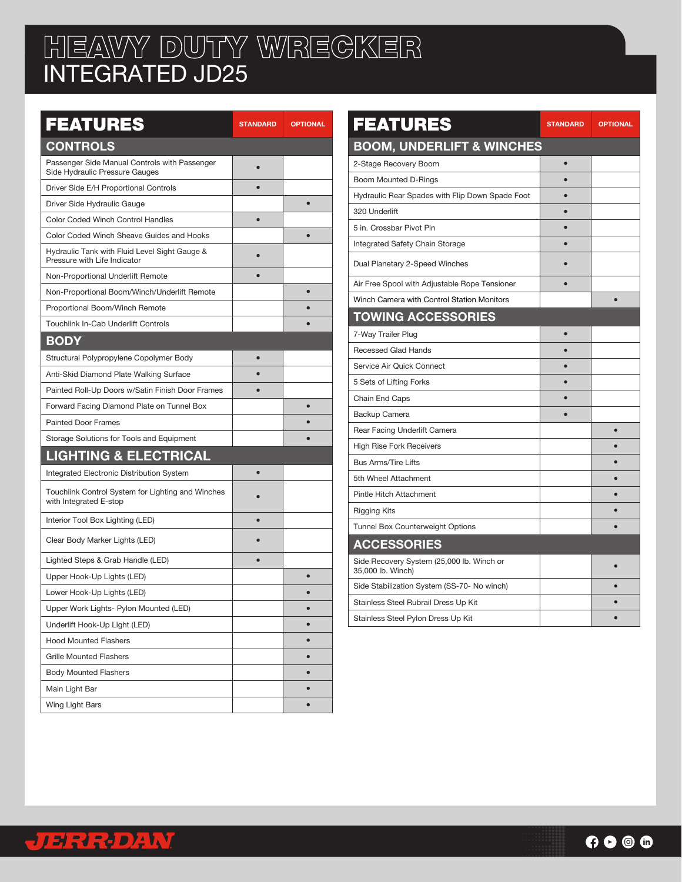# HEAVY DUTY WRECKER

## INTEGRATED JD25

| FEATURES | STANDARD | OPTIONAL |
|---|---|---|
| **CONTROLS** | | |
| Passenger Side Manual Controls with Passenger Side Hydraulic Pressure Gauges | • | |
| Driver Side E/H Proportional Controls | • | |
| Driver Side Hydraulic Gauge | | • |
| Color Coded Winch Control Handles | • | |
| Color Coded Winch Sheave Guides and Hooks | | • |
| Hydraulic Tank with Fluid Level Sight Gauge & Pressure with Life Indicator | • | |
| Non-Proportional Underlift Remote | • | |
| Non-Proportional Boom/Winch/Underlift Remote | | • |
| Proportional Boom/Winch Remote | | • |
| Touchlink In-Cab Underlift Controls | | • |
| **BODY** | | |
| Structural Polypropylene Copolymer Body | • | |
| Anti-Skid Diamond Plate Walking Surface | • | |
| Painted Roll-Up Doors w/Satin Finish Door Frames | • | |
| Forward Facing Diamond Plate on Tunnel Box | | • |
| Painted Door Frames | | • |
| Storage Solutions for Tools and Equipment | | • |
| **LIGHTING & ELECTRICAL** | | |
| Integrated Electronic Distribution System | • | |
| Touchlink Control System for Lighting and Winches with Integrated E-stop | • | |
| Interior Tool Box Lighting (LED) | • | |
| Clear Body Marker Lights (LED) | • | |
| Lighted Steps & Grab Handle (LED) | • | |
| Upper Hook-Up Lights (LED) | | • |
| Lower Hook-Up Lights (LED) | | • |
| Upper Work Lights- Pylon Mounted (LED) | | • |
| Underlift Hook-Up Light (LED) | | • |
| Hood Mounted Flashers | | • |
| Grille Mounted Flashers | | • |
| Body Mounted Flashers | | • |
| Main Light Bar | | • |
| Wing Light Bars | | • |

| FEATURES | STANDARD | OPTIONAL |
|---|---|---|
| **BOOM, UNDERLIFT & WINCHES** | | |
| 2-Stage Recovery Boom | • | |
| Boom Mounted D-Rings | • | |
| Hydraulic Rear Spades with Flip Down Spade Foot | • | |
| 320 Underlift | • | |
| 5 in. Crossbar Pivot Pin | • | |
| Integrated Safety Chain Storage | • | |
| Dual Planetary 2-Speed Winches | • | |
| Air Free Spool with Adjustable Rope Tensioner | • | |
| Winch Camera with Control Station Monitors | | • |
| **TOWING ACCESSORIES** | | |
| 7-Way Trailer Plug | • | |
| Recessed Glad Hands | • | |
| Service Air Quick Connect | • | |
| 5 Sets of Lifting Forks | • | |
| Chain End Caps | • | |
| Backup Camera | • | |
| Rear Facing Underlift Camera | | • |
| High Rise Fork Receivers | | • |
| Bus Arms/Tire Lifts | | • |
| 5th Wheel Attachment | | • |
| Pintle Hitch Attachment | | • |
| Rigging Kits | | • |
| Tunnel Box Counterweight Options | | • |
| **ACCESSORIES** | | |
| Side Recovery System (25,000 lb. Winch or 35,000 lb. Winch) | | • |
| Side Stabilization System (SS-70- No winch) | | • |
| Stainless Steel Rubrail Dress Up Kit | | • |
| Stainless Steel Pylon Dress Up Kit | | • |

JERR-DAN